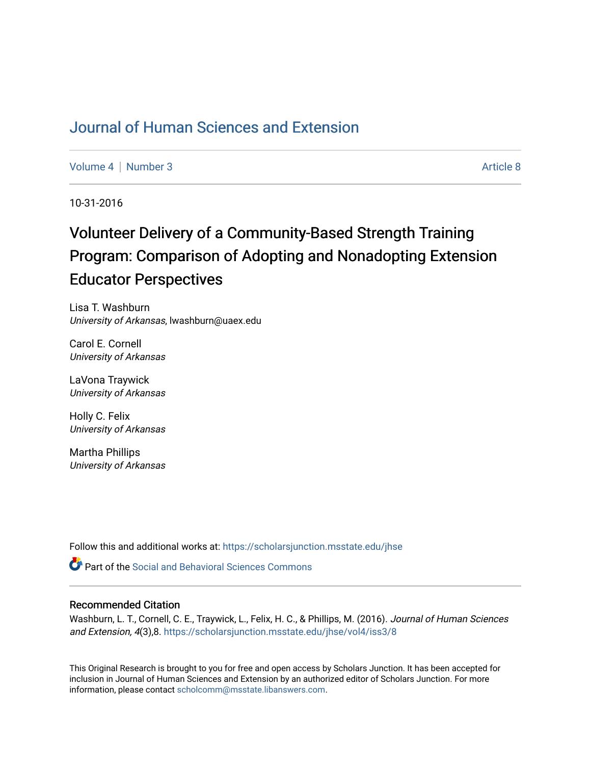# Journal of Human Sciences and Extension

Volume 4 | Number 3 | Article 8

10-31-2016

## Volunteer Delivery of a Community-Based Strength Training Program: Comparison of Adopting and Nonadopting Extension Educator Perspectives

Lisa T. Washburn
*University of Arkansas*, lwashburn@uaex.edu

Carol E. Cornell
*University of Arkansas*

LaVona Traywick
*University of Arkansas*

Holly C. Felix
*University of Arkansas*

Martha Phillips
*University of Arkansas*

Follow this and additional works at: https://scholarsjunction.msstate.edu/jhse

Part of the Social and Behavioral Sciences Commons

### Recommended Citation

Washburn, L. T., Cornell, C. E., Traywick, L., Felix, H. C., & Phillips, M. (2016). *Journal of Human Sciences and Extension, 4*(3),8. https://scholarsjunction.msstate.edu/jhse/vol4/iss3/8

This Original Research is brought to you for free and open access by Scholars Junction. It has been accepted for inclusion in Journal of Human Sciences and Extension by an authorized editor of Scholars Junction. For more information, please contact scholcomm@msstate.libanswers.com.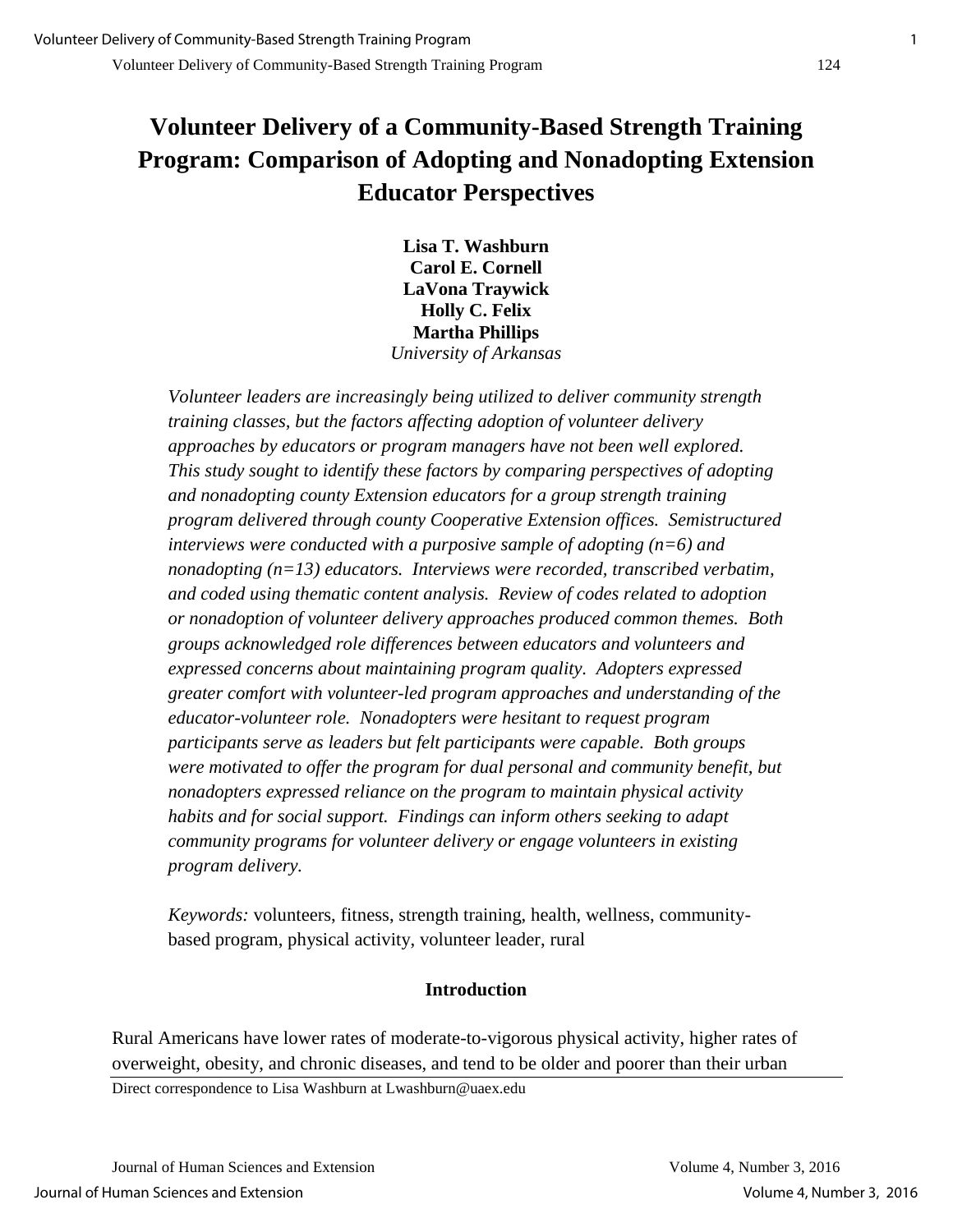# Volunteer Delivery of a Community-Based Strength Training Program: Comparison of Adopting and Nonadopting Extension Educator Perspectives

**Lisa T. Washburn**
**Carol E. Cornell**
**LaVona Traywick**
**Holly C. Felix**
**Martha Phillips**
*University of Arkansas*

*Volunteer leaders are increasingly being utilized to deliver community strength training classes, but the factors affecting adoption of volunteer delivery approaches by educators or program managers have not been well explored. This study sought to identify these factors by comparing perspectives of adopting and nonadopting county Extension educators for a group strength training program delivered through county Cooperative Extension offices. Semistructured interviews were conducted with a purposive sample of adopting (n=6) and nonadopting (n=13) educators. Interviews were recorded, transcribed verbatim, and coded using thematic content analysis. Review of codes related to adoption or nonadoption of volunteer delivery approaches produced common themes. Both groups acknowledged role differences between educators and volunteers and expressed concerns about maintaining program quality. Adopters expressed greater comfort with volunteer-led program approaches and understanding of the educator-volunteer role. Nonadopters were hesitant to request program participants serve as leaders but felt participants were capable. Both groups were motivated to offer the program for dual personal and community benefit, but nonadopters expressed reliance on the program to maintain physical activity habits and for social support. Findings can inform others seeking to adapt community programs for volunteer delivery or engage volunteers in existing program delivery.*

*Keywords:* volunteers, fitness, strength training, health, wellness, community-based program, physical activity, volunteer leader, rural

## Introduction

Rural Americans have lower rates of moderate-to-vigorous physical activity, higher rates of overweight, obesity, and chronic diseases, and tend to be older and poorer than their urban

Direct correspondence to Lisa Washburn at Lwashburn@uaex.edu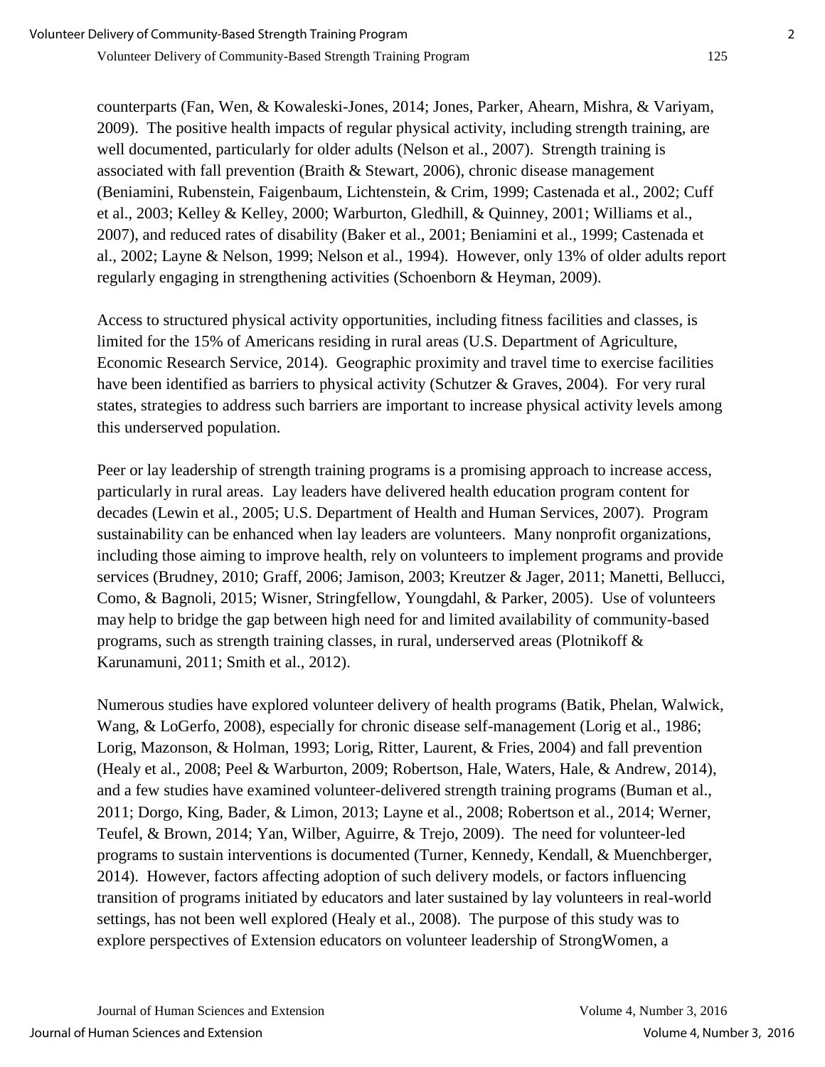counterparts (Fan, Wen, & Kowaleski-Jones, 2014; Jones, Parker, Ahearn, Mishra, & Variyam, 2009). The positive health impacts of regular physical activity, including strength training, are well documented, particularly for older adults (Nelson et al., 2007). Strength training is associated with fall prevention (Braith & Stewart, 2006), chronic disease management (Beniamini, Rubenstein, Faigenbaum, Lichtenstein, & Crim, 1999; Castenada et al., 2002; Cuff et al., 2003; Kelley & Kelley, 2000; Warburton, Gledhill, & Quinney, 2001; Williams et al., 2007), and reduced rates of disability (Baker et al., 2001; Beniamini et al., 1999; Castenada et al., 2002; Layne & Nelson, 1999; Nelson et al., 1994). However, only 13% of older adults report regularly engaging in strengthening activities (Schoenborn & Heyman, 2009).

Access to structured physical activity opportunities, including fitness facilities and classes, is limited for the 15% of Americans residing in rural areas (U.S. Department of Agriculture, Economic Research Service, 2014). Geographic proximity and travel time to exercise facilities have been identified as barriers to physical activity (Schutzer & Graves, 2004). For very rural states, strategies to address such barriers are important to increase physical activity levels among this underserved population.

Peer or lay leadership of strength training programs is a promising approach to increase access, particularly in rural areas. Lay leaders have delivered health education program content for decades (Lewin et al., 2005; U.S. Department of Health and Human Services, 2007). Program sustainability can be enhanced when lay leaders are volunteers. Many nonprofit organizations, including those aiming to improve health, rely on volunteers to implement programs and provide services (Brudney, 2010; Graff, 2006; Jamison, 2003; Kreutzer & Jager, 2011; Manetti, Bellucci, Como, & Bagnoli, 2015; Wisner, Stringfellow, Youngdahl, & Parker, 2005). Use of volunteers may help to bridge the gap between high need for and limited availability of community-based programs, such as strength training classes, in rural, underserved areas (Plotnikoff & Karunamuni, 2011; Smith et al., 2012).

Numerous studies have explored volunteer delivery of health programs (Batik, Phelan, Walwick, Wang, & LoGerfo, 2008), especially for chronic disease self-management (Lorig et al., 1986; Lorig, Mazonson, & Holman, 1993; Lorig, Ritter, Laurent, & Fries, 2004) and fall prevention (Healy et al., 2008; Peel & Warburton, 2009; Robertson, Hale, Waters, Hale, & Andrew, 2014), and a few studies have examined volunteer-delivered strength training programs (Buman et al., 2011; Dorgo, King, Bader, & Limon, 2013; Layne et al., 2008; Robertson et al., 2014; Werner, Teufel, & Brown, 2014; Yan, Wilber, Aguirre, & Trejo, 2009). The need for volunteer-led programs to sustain interventions is documented (Turner, Kennedy, Kendall, & Muenchberger, 2014). However, factors affecting adoption of such delivery models, or factors influencing transition of programs initiated by educators and later sustained by lay volunteers in real-world settings, has not been well explored (Healy et al., 2008). The purpose of this study was to explore perspectives of Extension educators on volunteer leadership of StrongWomen, a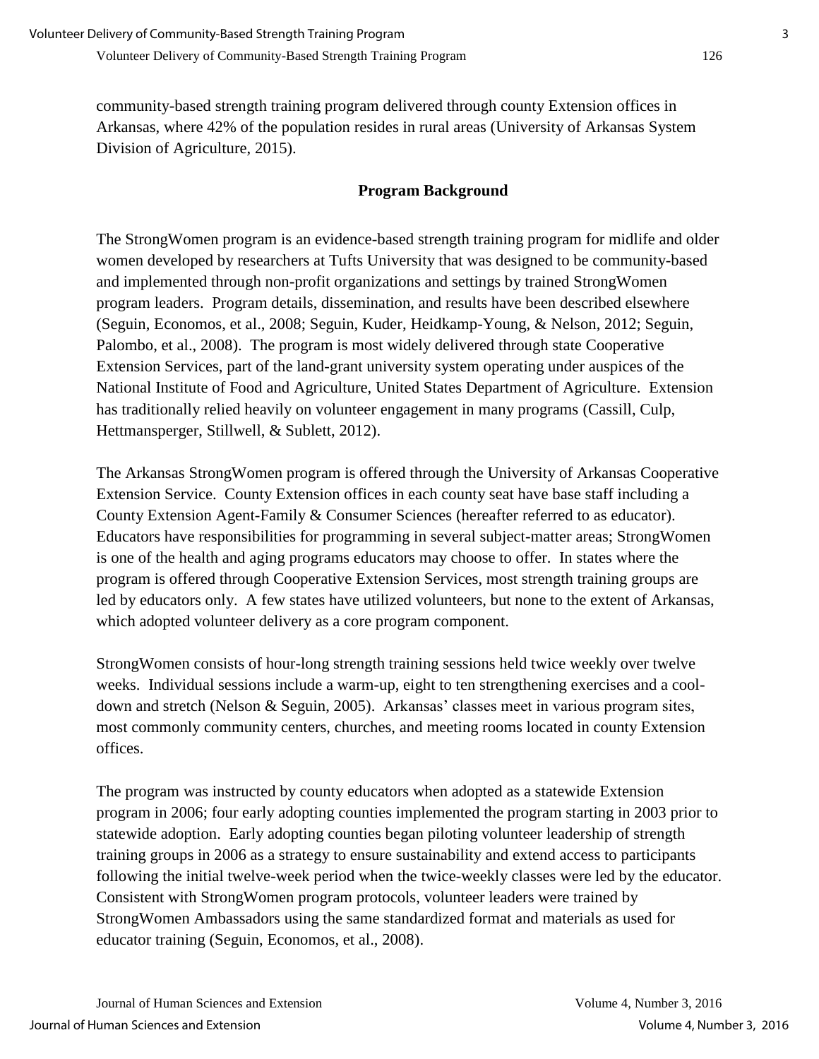community-based strength training program delivered through county Extension offices in Arkansas, where 42% of the population resides in rural areas (University of Arkansas System Division of Agriculture, 2015).

## Program Background

The StrongWomen program is an evidence-based strength training program for midlife and older women developed by researchers at Tufts University that was designed to be community-based and implemented through non-profit organizations and settings by trained StrongWomen program leaders. Program details, dissemination, and results have been described elsewhere (Seguin, Economos, et al., 2008; Seguin, Kuder, Heidkamp-Young, & Nelson, 2012; Seguin, Palombo, et al., 2008). The program is most widely delivered through state Cooperative Extension Services, part of the land-grant university system operating under auspices of the National Institute of Food and Agriculture, United States Department of Agriculture. Extension has traditionally relied heavily on volunteer engagement in many programs (Cassill, Culp, Hettmansperger, Stillwell, & Sublett, 2012).

The Arkansas StrongWomen program is offered through the University of Arkansas Cooperative Extension Service. County Extension offices in each county seat have base staff including a County Extension Agent-Family & Consumer Sciences (hereafter referred to as educator). Educators have responsibilities for programming in several subject-matter areas; StrongWomen is one of the health and aging programs educators may choose to offer. In states where the program is offered through Cooperative Extension Services, most strength training groups are led by educators only. A few states have utilized volunteers, but none to the extent of Arkansas, which adopted volunteer delivery as a core program component.

StrongWomen consists of hour-long strength training sessions held twice weekly over twelve weeks. Individual sessions include a warm-up, eight to ten strengthening exercises and a cool-down and stretch (Nelson & Seguin, 2005). Arkansas' classes meet in various program sites, most commonly community centers, churches, and meeting rooms located in county Extension offices.

The program was instructed by county educators when adopted as a statewide Extension program in 2006; four early adopting counties implemented the program starting in 2003 prior to statewide adoption. Early adopting counties began piloting volunteer leadership of strength training groups in 2006 as a strategy to ensure sustainability and extend access to participants following the initial twelve-week period when the twice-weekly classes were led by the educator. Consistent with StrongWomen program protocols, volunteer leaders were trained by StrongWomen Ambassadors using the same standardized format and materials as used for educator training (Seguin, Economos, et al., 2008).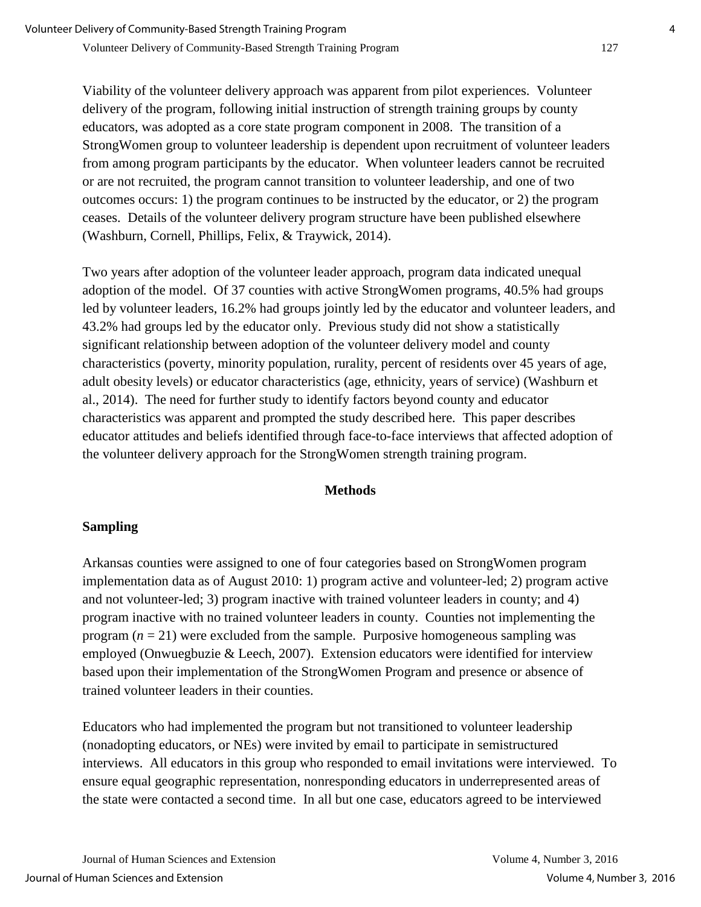Viability of the volunteer delivery approach was apparent from pilot experiences. Volunteer delivery of the program, following initial instruction of strength training groups by county educators, was adopted as a core state program component in 2008. The transition of a StrongWomen group to volunteer leadership is dependent upon recruitment of volunteer leaders from among program participants by the educator. When volunteer leaders cannot be recruited or are not recruited, the program cannot transition to volunteer leadership, and one of two outcomes occurs: 1) the program continues to be instructed by the educator, or 2) the program ceases. Details of the volunteer delivery program structure have been published elsewhere (Washburn, Cornell, Phillips, Felix, & Traywick, 2014).

Two years after adoption of the volunteer leader approach, program data indicated unequal adoption of the model. Of 37 counties with active StrongWomen programs, 40.5% had groups led by volunteer leaders, 16.2% had groups jointly led by the educator and volunteer leaders, and 43.2% had groups led by the educator only. Previous study did not show a statistically significant relationship between adoption of the volunteer delivery model and county characteristics (poverty, minority population, rurality, percent of residents over 45 years of age, adult obesity levels) or educator characteristics (age, ethnicity, years of service) (Washburn et al., 2014). The need for further study to identify factors beyond county and educator characteristics was apparent and prompted the study described here. This paper describes educator attitudes and beliefs identified through face-to-face interviews that affected adoption of the volunteer delivery approach for the StrongWomen strength training program.

## Methods

### Sampling

Arkansas counties were assigned to one of four categories based on StrongWomen program implementation data as of August 2010: 1) program active and volunteer-led; 2) program active and not volunteer-led; 3) program inactive with trained volunteer leaders in county; and 4) program inactive with no trained volunteer leaders in county. Counties not implementing the program ($n$ = 21) were excluded from the sample. Purposive homogeneous sampling was employed (Onwuegbuzie & Leech, 2007). Extension educators were identified for interview based upon their implementation of the StrongWomen Program and presence or absence of trained volunteer leaders in their counties.

Educators who had implemented the program but not transitioned to volunteer leadership (nonadopting educators, or NEs) were invited by email to participate in semistructured interviews. All educators in this group who responded to email invitations were interviewed. To ensure equal geographic representation, nonresponding educators in underrepresented areas of the state were contacted a second time. In all but one case, educators agreed to be interviewed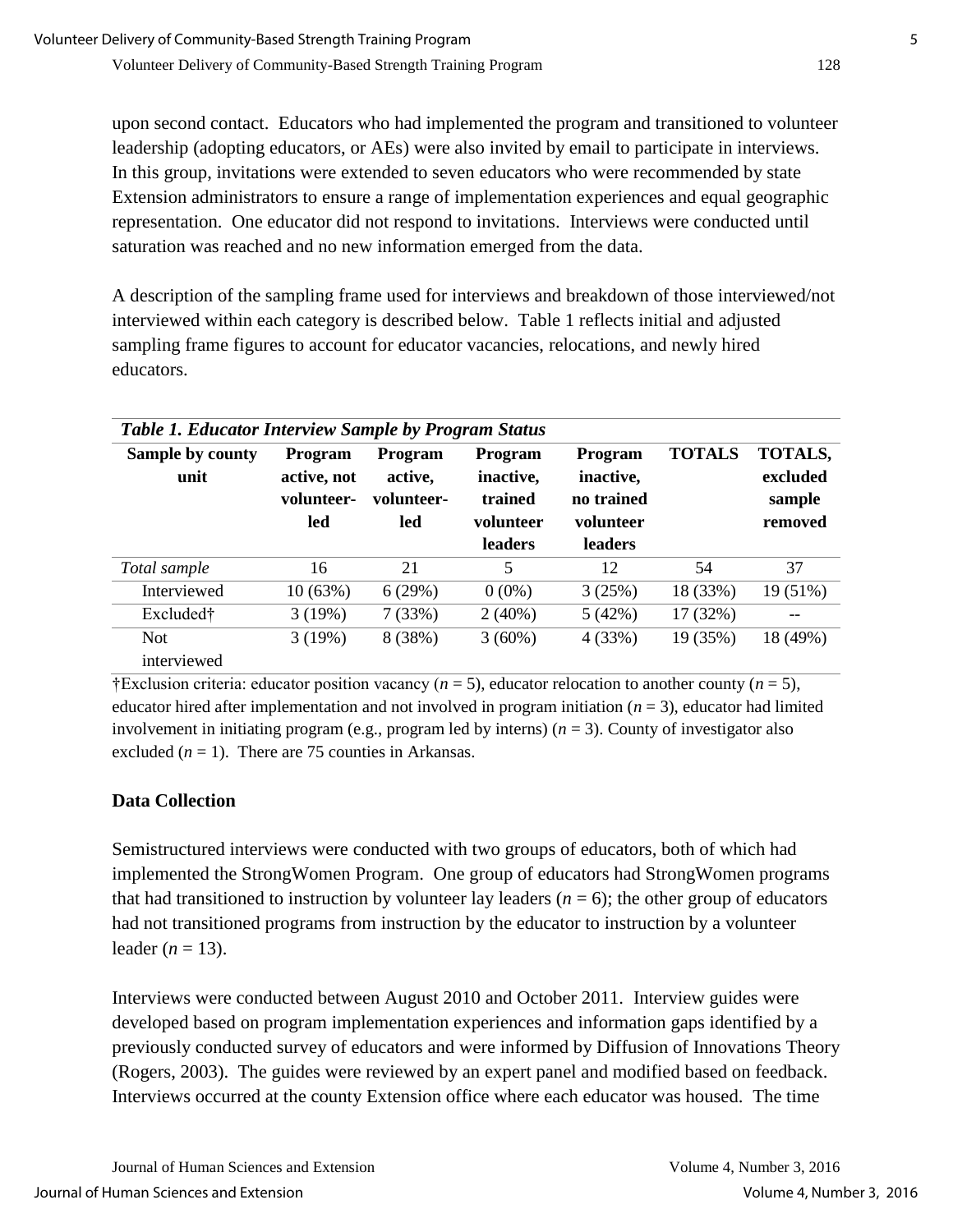upon second contact. Educators who had implemented the program and transitioned to volunteer leadership (adopting educators, or AEs) were also invited by email to participate in interviews. In this group, invitations were extended to seven educators who were recommended by state Extension administrators to ensure a range of implementation experiences and equal geographic representation. One educator did not respond to invitations. Interviews were conducted until saturation was reached and no new information emerged from the data.

A description of the sampling frame used for interviews and breakdown of those interviewed/not interviewed within each category is described below. Table 1 reflects initial and adjusted sampling frame figures to account for educator vacancies, relocations, and newly hired educators.

***Table 1. Educator Interview Sample by Program Status***

| Sample by county unit | Program active, not volunteer-led | Program active, volunteer-led | Program inactive, trained volunteer leaders | Program inactive, no trained volunteer leaders | TOTALS | TOTALS, excluded sample removed |
|---|---|---|---|---|---|---|
| *Total sample* | 16 | 21 | 5 | 12 | 54 | 37 |
| Interviewed | 10 (63%) | 6 (29%) | 0 (0%) | 3 (25%) | 18 (33%) | 19 (51%) |
| Excluded† | 3 (19%) | 7 (33%) | 2 (40%) | 5 (42%) | 17 (32%) | -- |
| Not interviewed | 3 (19%) | 8 (38%) | 3 (60%) | 4 (33%) | 19 (35%) | 18 (49%) |

†Exclusion criteria: educator position vacancy ($n$ = 5), educator relocation to another county ($n$ = 5), educator hired after implementation and not involved in program initiation ($n$ = 3), educator had limited involvement in initiating program (e.g., program led by interns) ($n$ = 3). County of investigator also excluded ($n$ = 1). There are 75 counties in Arkansas.

## Data Collection

Semistructured interviews were conducted with two groups of educators, both of which had implemented the StrongWomen Program. One group of educators had StrongWomen programs that had transitioned to instruction by volunteer lay leaders ($n$ = 6); the other group of educators had not transitioned programs from instruction by the educator to instruction by a volunteer leader ($n$ = 13).

Interviews were conducted between August 2010 and October 2011. Interview guides were developed based on program implementation experiences and information gaps identified by a previously conducted survey of educators and were informed by Diffusion of Innovations Theory (Rogers, 2003). The guides were reviewed by an expert panel and modified based on feedback. Interviews occurred at the county Extension office where each educator was housed. The time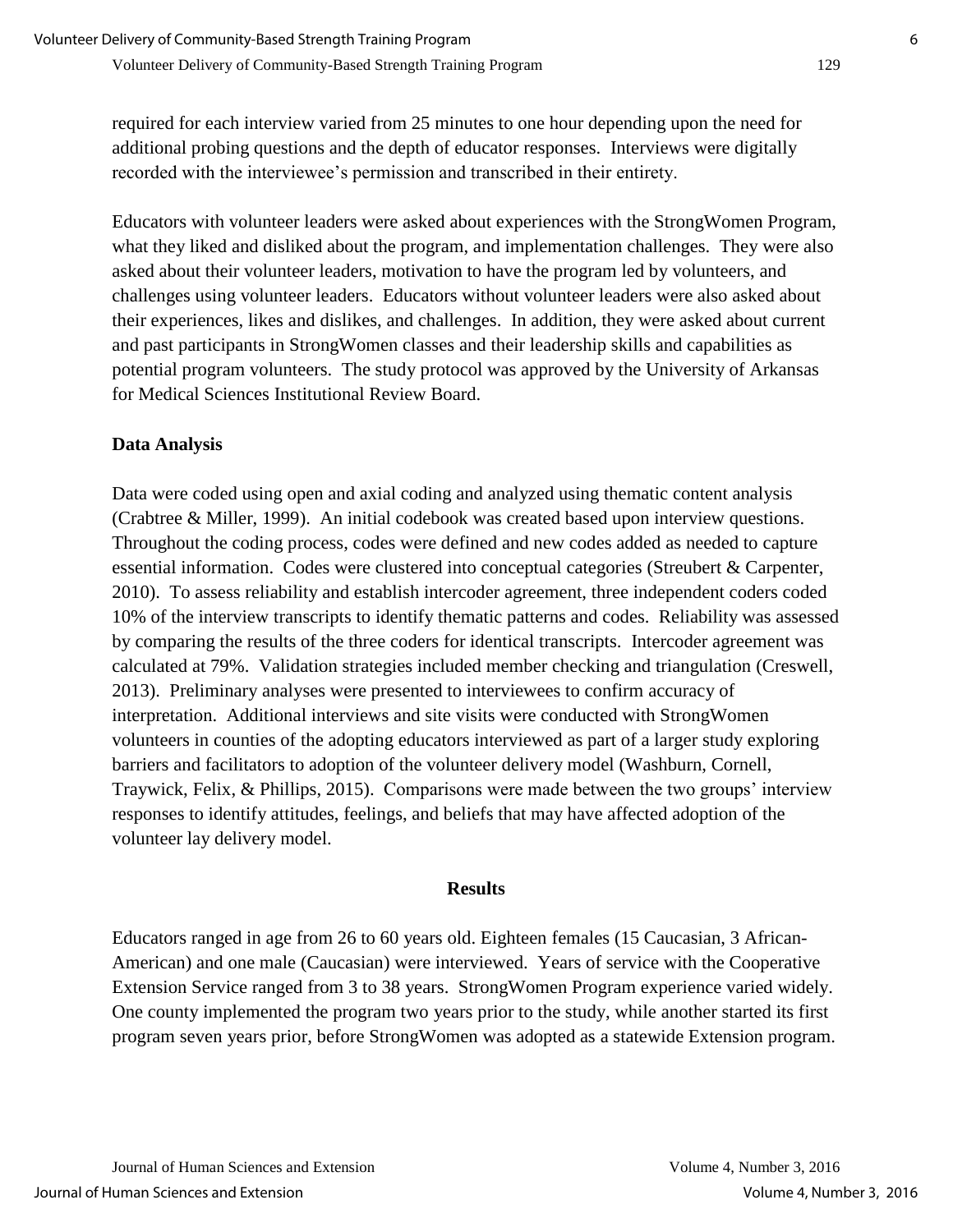required for each interview varied from 25 minutes to one hour depending upon the need for additional probing questions and the depth of educator responses. Interviews were digitally recorded with the interviewee's permission and transcribed in their entirety.

Educators with volunteer leaders were asked about experiences with the StrongWomen Program, what they liked and disliked about the program, and implementation challenges. They were also asked about their volunteer leaders, motivation to have the program led by volunteers, and challenges using volunteer leaders. Educators without volunteer leaders were also asked about their experiences, likes and dislikes, and challenges. In addition, they were asked about current and past participants in StrongWomen classes and their leadership skills and capabilities as potential program volunteers. The study protocol was approved by the University of Arkansas for Medical Sciences Institutional Review Board.

### Data Analysis

Data were coded using open and axial coding and analyzed using thematic content analysis (Crabtree & Miller, 1999). An initial codebook was created based upon interview questions. Throughout the coding process, codes were defined and new codes added as needed to capture essential information. Codes were clustered into conceptual categories (Streubert & Carpenter, 2010). To assess reliability and establish intercoder agreement, three independent coders coded 10% of the interview transcripts to identify thematic patterns and codes. Reliability was assessed by comparing the results of the three coders for identical transcripts. Intercoder agreement was calculated at 79%. Validation strategies included member checking and triangulation (Creswell, 2013). Preliminary analyses were presented to interviewees to confirm accuracy of interpretation. Additional interviews and site visits were conducted with StrongWomen volunteers in counties of the adopting educators interviewed as part of a larger study exploring barriers and facilitators to adoption of the volunteer delivery model (Washburn, Cornell, Traywick, Felix, & Phillips, 2015). Comparisons were made between the two groups' interview responses to identify attitudes, feelings, and beliefs that may have affected adoption of the volunteer lay delivery model.

## Results

Educators ranged in age from 26 to 60 years old. Eighteen females (15 Caucasian, 3 African-American) and one male (Caucasian) were interviewed. Years of service with the Cooperative Extension Service ranged from 3 to 38 years. StrongWomen Program experience varied widely. One county implemented the program two years prior to the study, while another started its first program seven years prior, before StrongWomen was adopted as a statewide Extension program.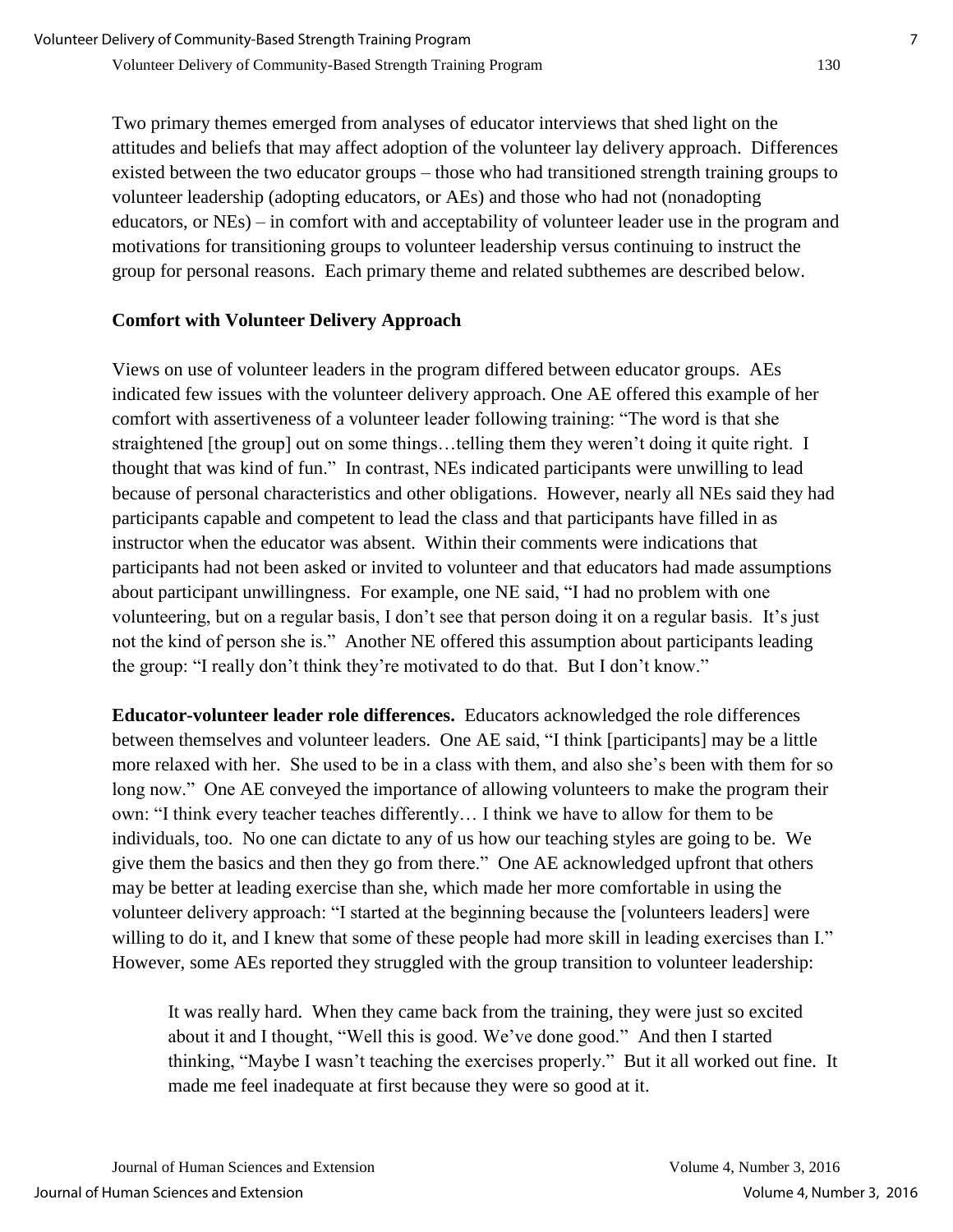Two primary themes emerged from analyses of educator interviews that shed light on the attitudes and beliefs that may affect adoption of the volunteer lay delivery approach. Differences existed between the two educator groups – those who had transitioned strength training groups to volunteer leadership (adopting educators, or AEs) and those who had not (nonadopting educators, or NEs) – in comfort with and acceptability of volunteer leader use in the program and motivations for transitioning groups to volunteer leadership versus continuing to instruct the group for personal reasons. Each primary theme and related subthemes are described below.

### Comfort with Volunteer Delivery Approach

Views on use of volunteer leaders in the program differed between educator groups. AEs indicated few issues with the volunteer delivery approach. One AE offered this example of her comfort with assertiveness of a volunteer leader following training: "The word is that she straightened [the group] out on some things…telling them they weren't doing it quite right. I thought that was kind of fun." In contrast, NEs indicated participants were unwilling to lead because of personal characteristics and other obligations. However, nearly all NEs said they had participants capable and competent to lead the class and that participants have filled in as instructor when the educator was absent. Within their comments were indications that participants had not been asked or invited to volunteer and that educators had made assumptions about participant unwillingness. For example, one NE said, "I had no problem with one volunteering, but on a regular basis, I don't see that person doing it on a regular basis. It's just not the kind of person she is." Another NE offered this assumption about participants leading the group: "I really don't think they're motivated to do that. But I don't know."

**Educator-volunteer leader role differences.** Educators acknowledged the role differences between themselves and volunteer leaders. One AE said, "I think [participants] may be a little more relaxed with her. She used to be in a class with them, and also she's been with them for so long now." One AE conveyed the importance of allowing volunteers to make the program their own: "I think every teacher teaches differently… I think we have to allow for them to be individuals, too. No one can dictate to any of us how our teaching styles are going to be. We give them the basics and then they go from there." One AE acknowledged upfront that others may be better at leading exercise than she, which made her more comfortable in using the volunteer delivery approach: "I started at the beginning because the [volunteers leaders] were willing to do it, and I knew that some of these people had more skill in leading exercises than I." However, some AEs reported they struggled with the group transition to volunteer leadership:

> It was really hard. When they came back from the training, they were just so excited about it and I thought, "Well this is good. We've done good." And then I started thinking, "Maybe I wasn't teaching the exercises properly." But it all worked out fine. It made me feel inadequate at first because they were so good at it.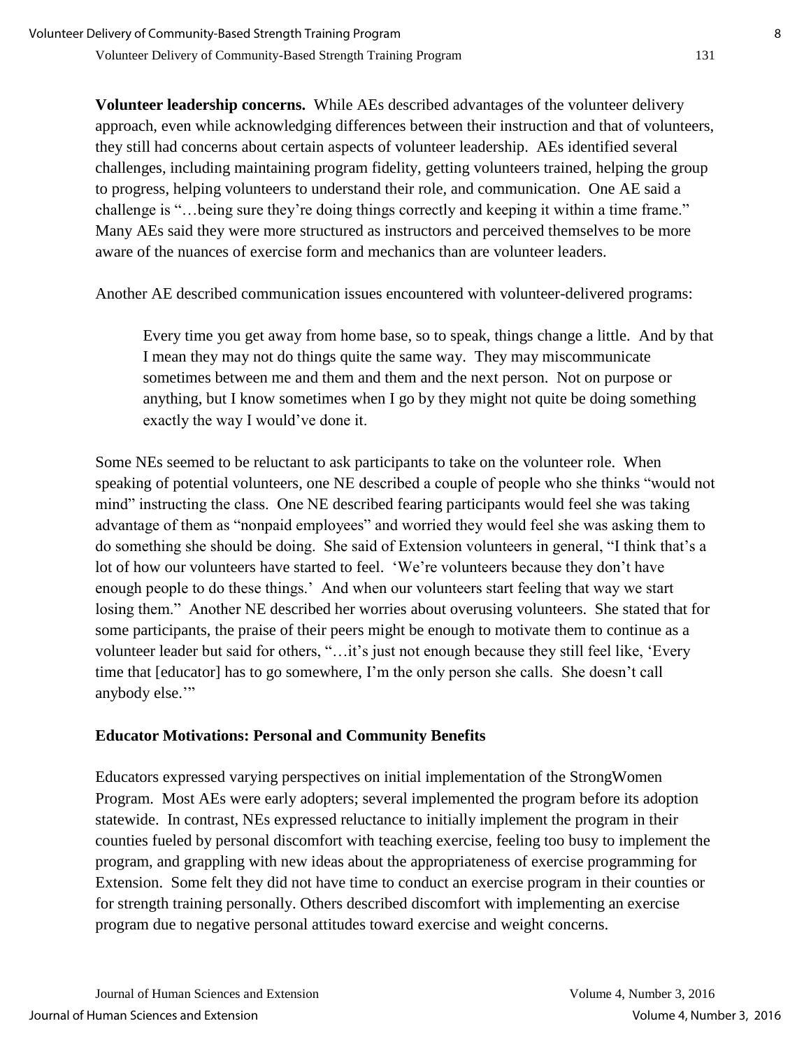**Volunteer leadership concerns.** While AEs described advantages of the volunteer delivery approach, even while acknowledging differences between their instruction and that of volunteers, they still had concerns about certain aspects of volunteer leadership. AEs identified several challenges, including maintaining program fidelity, getting volunteers trained, helping the group to progress, helping volunteers to understand their role, and communication. One AE said a challenge is "…being sure they're doing things correctly and keeping it within a time frame." Many AEs said they were more structured as instructors and perceived themselves to be more aware of the nuances of exercise form and mechanics than are volunteer leaders.

Another AE described communication issues encountered with volunteer-delivered programs:

> Every time you get away from home base, so to speak, things change a little. And by that I mean they may not do things quite the same way. They may miscommunicate sometimes between me and them and them and the next person. Not on purpose or anything, but I know sometimes when I go by they might not quite be doing something exactly the way I would've done it.

Some NEs seemed to be reluctant to ask participants to take on the volunteer role. When speaking of potential volunteers, one NE described a couple of people who she thinks "would not mind" instructing the class. One NE described fearing participants would feel she was taking advantage of them as "nonpaid employees" and worried they would feel she was asking them to do something she should be doing. She said of Extension volunteers in general, "I think that's a lot of how our volunteers have started to feel. 'We're volunteers because they don't have enough people to do these things.' And when our volunteers start feeling that way we start losing them." Another NE described her worries about overusing volunteers. She stated that for some participants, the praise of their peers might be enough to motivate them to continue as a volunteer leader but said for others, "…it's just not enough because they still feel like, 'Every time that [educator] has to go somewhere, I'm the only person she calls. She doesn't call anybody else.'"

### Educator Motivations: Personal and Community Benefits

Educators expressed varying perspectives on initial implementation of the StrongWomen Program. Most AEs were early adopters; several implemented the program before its adoption statewide. In contrast, NEs expressed reluctance to initially implement the program in their counties fueled by personal discomfort with teaching exercise, feeling too busy to implement the program, and grappling with new ideas about the appropriateness of exercise programming for Extension. Some felt they did not have time to conduct an exercise program in their counties or for strength training personally. Others described discomfort with implementing an exercise program due to negative personal attitudes toward exercise and weight concerns.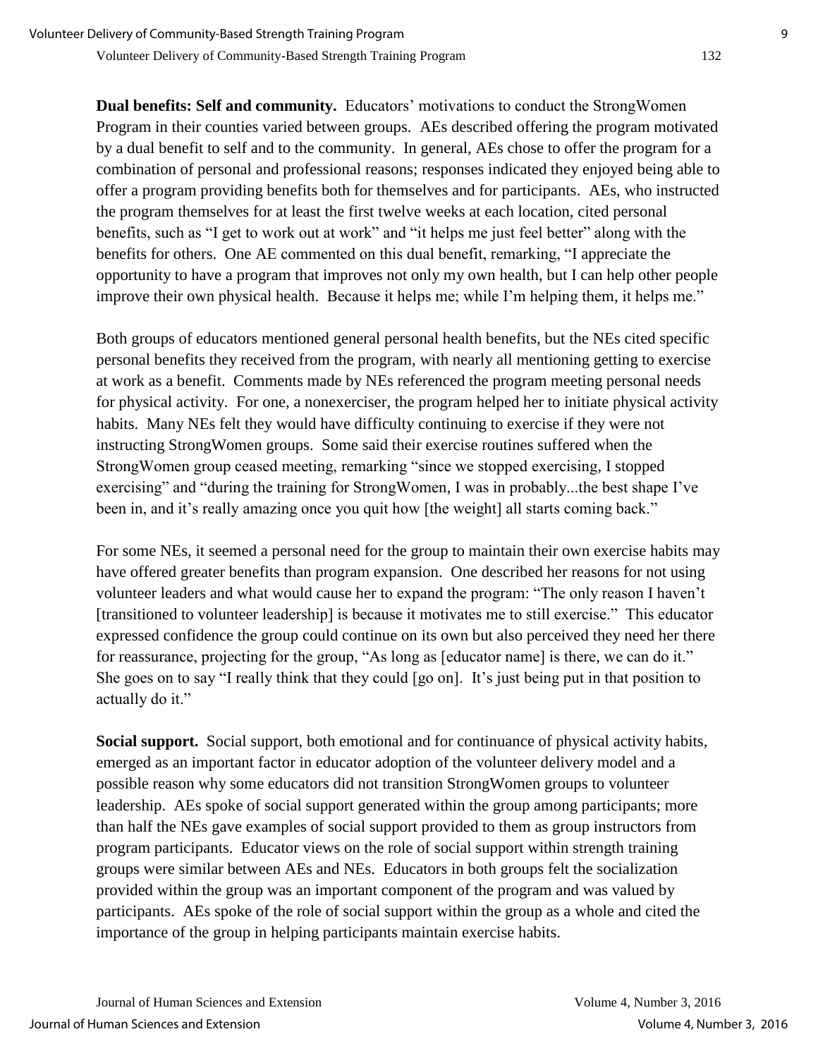**Dual benefits: Self and community.** Educators' motivations to conduct the StrongWomen Program in their counties varied between groups. AEs described offering the program motivated by a dual benefit to self and to the community. In general, AEs chose to offer the program for a combination of personal and professional reasons; responses indicated they enjoyed being able to offer a program providing benefits both for themselves and for participants. AEs, who instructed the program themselves for at least the first twelve weeks at each location, cited personal benefits, such as "I get to work out at work" and "it helps me just feel better" along with the benefits for others. One AE commented on this dual benefit, remarking, "I appreciate the opportunity to have a program that improves not only my own health, but I can help other people improve their own physical health. Because it helps me; while I'm helping them, it helps me."

Both groups of educators mentioned general personal health benefits, but the NEs cited specific personal benefits they received from the program, with nearly all mentioning getting to exercise at work as a benefit. Comments made by NEs referenced the program meeting personal needs for physical activity. For one, a nonexerciser, the program helped her to initiate physical activity habits. Many NEs felt they would have difficulty continuing to exercise if they were not instructing StrongWomen groups. Some said their exercise routines suffered when the StrongWomen group ceased meeting, remarking "since we stopped exercising, I stopped exercising" and "during the training for StrongWomen, I was in probably...the best shape I've been in, and it's really amazing once you quit how [the weight] all starts coming back."

For some NEs, it seemed a personal need for the group to maintain their own exercise habits may have offered greater benefits than program expansion. One described her reasons for not using volunteer leaders and what would cause her to expand the program: "The only reason I haven't [transitioned to volunteer leadership] is because it motivates me to still exercise." This educator expressed confidence the group could continue on its own but also perceived they need her there for reassurance, projecting for the group, "As long as [educator name] is there, we can do it." She goes on to say "I really think that they could [go on]. It's just being put in that position to actually do it."

**Social support.** Social support, both emotional and for continuance of physical activity habits, emerged as an important factor in educator adoption of the volunteer delivery model and a possible reason why some educators did not transition StrongWomen groups to volunteer leadership. AEs spoke of social support generated within the group among participants; more than half the NEs gave examples of social support provided to them as group instructors from program participants. Educator views on the role of social support within strength training groups were similar between AEs and NEs. Educators in both groups felt the socialization provided within the group was an important component of the program and was valued by participants. AEs spoke of the role of social support within the group as a whole and cited the importance of the group in helping participants maintain exercise habits.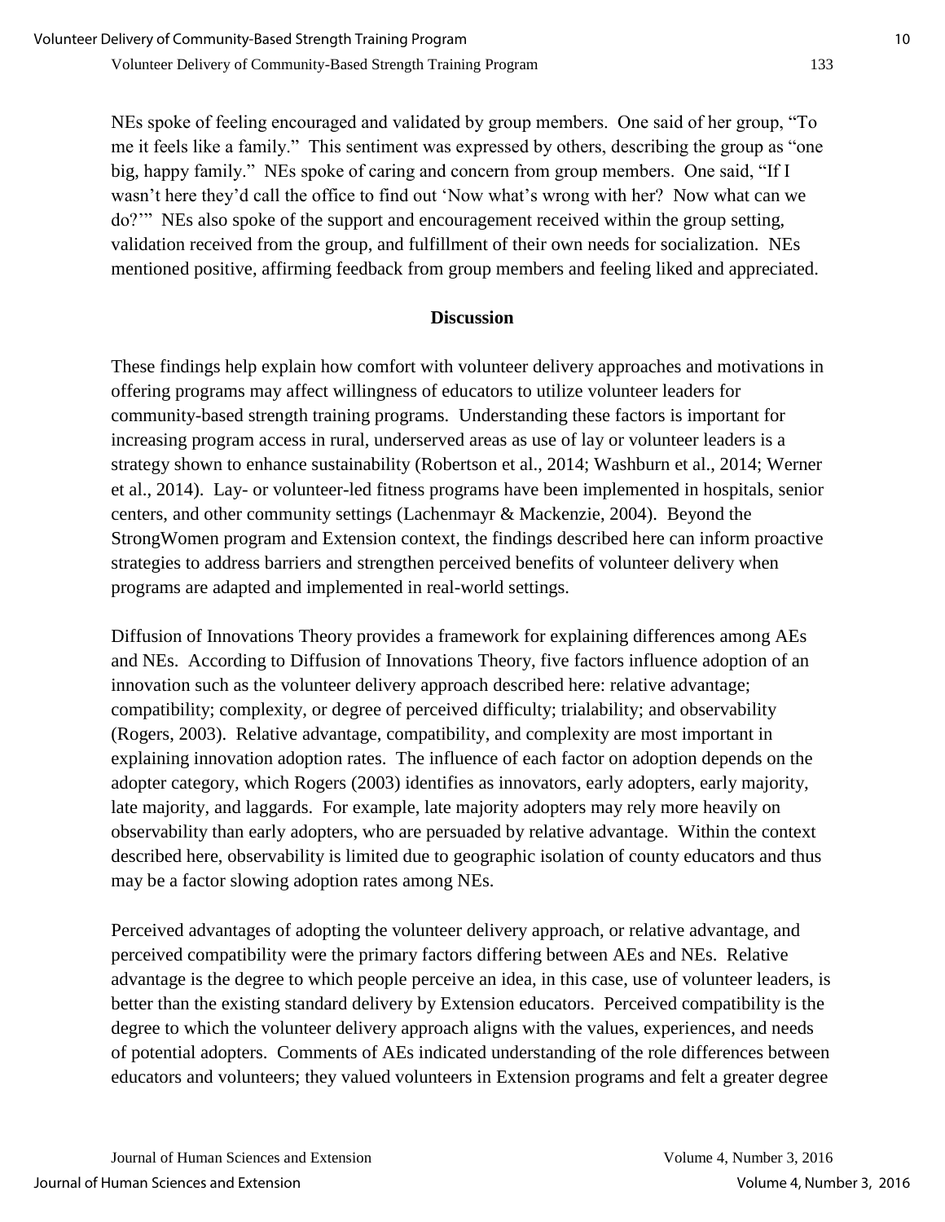NEs spoke of feeling encouraged and validated by group members. One said of her group, "To me it feels like a family." This sentiment was expressed by others, describing the group as "one big, happy family." NEs spoke of caring and concern from group members. One said, "If I wasn't here they'd call the office to find out 'Now what's wrong with her? Now what can we do?'" NEs also spoke of the support and encouragement received within the group setting, validation received from the group, and fulfillment of their own needs for socialization. NEs mentioned positive, affirming feedback from group members and feeling liked and appreciated.

## Discussion

These findings help explain how comfort with volunteer delivery approaches and motivations in offering programs may affect willingness of educators to utilize volunteer leaders for community-based strength training programs. Understanding these factors is important for increasing program access in rural, underserved areas as use of lay or volunteer leaders is a strategy shown to enhance sustainability (Robertson et al., 2014; Washburn et al., 2014; Werner et al., 2014). Lay- or volunteer-led fitness programs have been implemented in hospitals, senior centers, and other community settings (Lachenmayr & Mackenzie, 2004). Beyond the StrongWomen program and Extension context, the findings described here can inform proactive strategies to address barriers and strengthen perceived benefits of volunteer delivery when programs are adapted and implemented in real-world settings.

Diffusion of Innovations Theory provides a framework for explaining differences among AEs and NEs. According to Diffusion of Innovations Theory, five factors influence adoption of an innovation such as the volunteer delivery approach described here: relative advantage; compatibility; complexity, or degree of perceived difficulty; trialability; and observability (Rogers, 2003). Relative advantage, compatibility, and complexity are most important in explaining innovation adoption rates. The influence of each factor on adoption depends on the adopter category, which Rogers (2003) identifies as innovators, early adopters, early majority, late majority, and laggards. For example, late majority adopters may rely more heavily on observability than early adopters, who are persuaded by relative advantage. Within the context described here, observability is limited due to geographic isolation of county educators and thus may be a factor slowing adoption rates among NEs.

Perceived advantages of adopting the volunteer delivery approach, or relative advantage, and perceived compatibility were the primary factors differing between AEs and NEs. Relative advantage is the degree to which people perceive an idea, in this case, use of volunteer leaders, is better than the existing standard delivery by Extension educators. Perceived compatibility is the degree to which the volunteer delivery approach aligns with the values, experiences, and needs of potential adopters. Comments of AEs indicated understanding of the role differences between educators and volunteers; they valued volunteers in Extension programs and felt a greater degree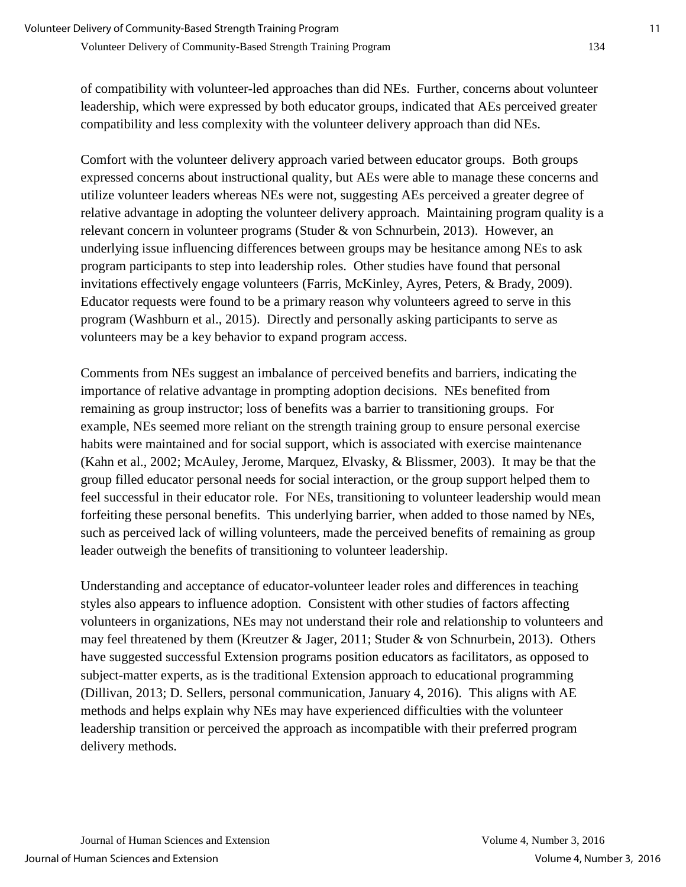of compatibility with volunteer-led approaches than did NEs. Further, concerns about volunteer leadership, which were expressed by both educator groups, indicated that AEs perceived greater compatibility and less complexity with the volunteer delivery approach than did NEs.

Comfort with the volunteer delivery approach varied between educator groups. Both groups expressed concerns about instructional quality, but AEs were able to manage these concerns and utilize volunteer leaders whereas NEs were not, suggesting AEs perceived a greater degree of relative advantage in adopting the volunteer delivery approach. Maintaining program quality is a relevant concern in volunteer programs (Studer & von Schnurbein, 2013). However, an underlying issue influencing differences between groups may be hesitance among NEs to ask program participants to step into leadership roles. Other studies have found that personal invitations effectively engage volunteers (Farris, McKinley, Ayres, Peters, & Brady, 2009). Educator requests were found to be a primary reason why volunteers agreed to serve in this program (Washburn et al., 2015). Directly and personally asking participants to serve as volunteers may be a key behavior to expand program access.

Comments from NEs suggest an imbalance of perceived benefits and barriers, indicating the importance of relative advantage in prompting adoption decisions. NEs benefited from remaining as group instructor; loss of benefits was a barrier to transitioning groups. For example, NEs seemed more reliant on the strength training group to ensure personal exercise habits were maintained and for social support, which is associated with exercise maintenance (Kahn et al., 2002; McAuley, Jerome, Marquez, Elvasky, & Blissmer, 2003). It may be that the group filled educator personal needs for social interaction, or the group support helped them to feel successful in their educator role. For NEs, transitioning to volunteer leadership would mean forfeiting these personal benefits. This underlying barrier, when added to those named by NEs, such as perceived lack of willing volunteers, made the perceived benefits of remaining as group leader outweigh the benefits of transitioning to volunteer leadership.

Understanding and acceptance of educator-volunteer leader roles and differences in teaching styles also appears to influence adoption. Consistent with other studies of factors affecting volunteers in organizations, NEs may not understand their role and relationship to volunteers and may feel threatened by them (Kreutzer & Jager, 2011; Studer & von Schnurbein, 2013). Others have suggested successful Extension programs position educators as facilitators, as opposed to subject-matter experts, as is the traditional Extension approach to educational programming (Dillivan, 2013; D. Sellers, personal communication, January 4, 2016). This aligns with AE methods and helps explain why NEs may have experienced difficulties with the volunteer leadership transition or perceived the approach as incompatible with their preferred program delivery methods.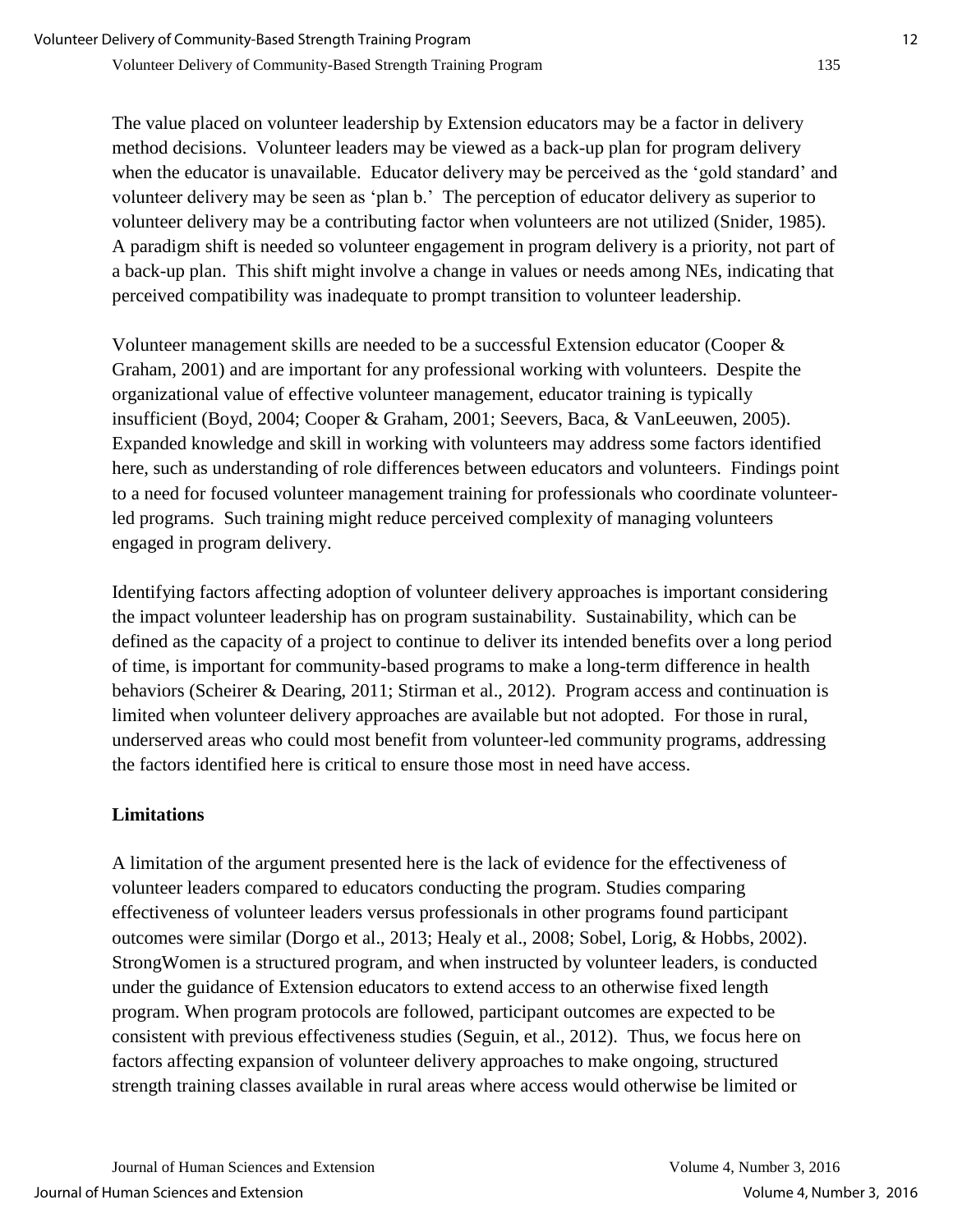The value placed on volunteer leadership by Extension educators may be a factor in delivery method decisions. Volunteer leaders may be viewed as a back-up plan for program delivery when the educator is unavailable. Educator delivery may be perceived as the 'gold standard' and volunteer delivery may be seen as 'plan b.' The perception of educator delivery as superior to volunteer delivery may be a contributing factor when volunteers are not utilized (Snider, 1985). A paradigm shift is needed so volunteer engagement in program delivery is a priority, not part of a back-up plan. This shift might involve a change in values or needs among NEs, indicating that perceived compatibility was inadequate to prompt transition to volunteer leadership.

Volunteer management skills are needed to be a successful Extension educator (Cooper & Graham, 2001) and are important for any professional working with volunteers. Despite the organizational value of effective volunteer management, educator training is typically insufficient (Boyd, 2004; Cooper & Graham, 2001; Seevers, Baca, & VanLeeuwen, 2005). Expanded knowledge and skill in working with volunteers may address some factors identified here, such as understanding of role differences between educators and volunteers. Findings point to a need for focused volunteer management training for professionals who coordinate volunteer-led programs. Such training might reduce perceived complexity of managing volunteers engaged in program delivery.

Identifying factors affecting adoption of volunteer delivery approaches is important considering the impact volunteer leadership has on program sustainability. Sustainability, which can be defined as the capacity of a project to continue to deliver its intended benefits over a long period of time, is important for community-based programs to make a long-term difference in health behaviors (Scheirer & Dearing, 2011; Stirman et al., 2012). Program access and continuation is limited when volunteer delivery approaches are available but not adopted. For those in rural, underserved areas who could most benefit from volunteer-led community programs, addressing the factors identified here is critical to ensure those most in need have access.

## Limitations

A limitation of the argument presented here is the lack of evidence for the effectiveness of volunteer leaders compared to educators conducting the program. Studies comparing effectiveness of volunteer leaders versus professionals in other programs found participant outcomes were similar (Dorgo et al., 2013; Healy et al., 2008; Sobel, Lorig, & Hobbs, 2002). StrongWomen is a structured program, and when instructed by volunteer leaders, is conducted under the guidance of Extension educators to extend access to an otherwise fixed length program. When program protocols are followed, participant outcomes are expected to be consistent with previous effectiveness studies (Seguin, et al., 2012). Thus, we focus here on factors affecting expansion of volunteer delivery approaches to make ongoing, structured strength training classes available in rural areas where access would otherwise be limited or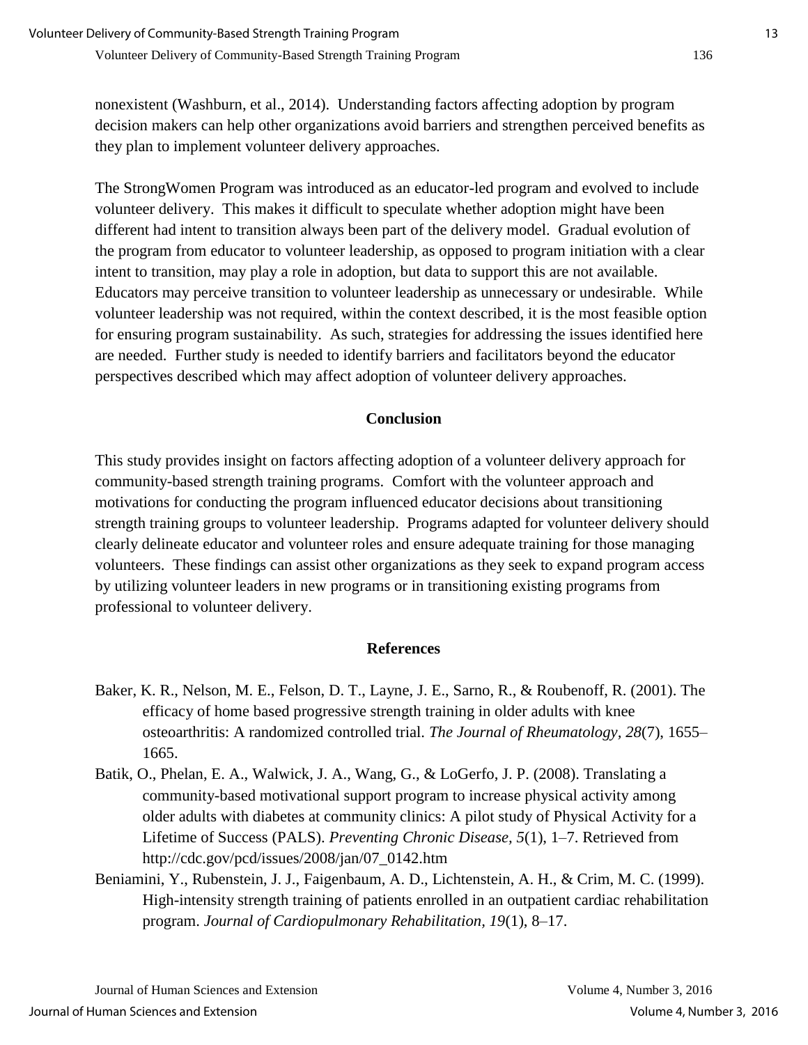nonexistent (Washburn, et al., 2014). Understanding factors affecting adoption by program decision makers can help other organizations avoid barriers and strengthen perceived benefits as they plan to implement volunteer delivery approaches.

The StrongWomen Program was introduced as an educator-led program and evolved to include volunteer delivery. This makes it difficult to speculate whether adoption might have been different had intent to transition always been part of the delivery model. Gradual evolution of the program from educator to volunteer leadership, as opposed to program initiation with a clear intent to transition, may play a role in adoption, but data to support this are not available. Educators may perceive transition to volunteer leadership as unnecessary or undesirable. While volunteer leadership was not required, within the context described, it is the most feasible option for ensuring program sustainability. As such, strategies for addressing the issues identified here are needed. Further study is needed to identify barriers and facilitators beyond the educator perspectives described which may affect adoption of volunteer delivery approaches.

## Conclusion

This study provides insight on factors affecting adoption of a volunteer delivery approach for community-based strength training programs. Comfort with the volunteer approach and motivations for conducting the program influenced educator decisions about transitioning strength training groups to volunteer leadership. Programs adapted for volunteer delivery should clearly delineate educator and volunteer roles and ensure adequate training for those managing volunteers. These findings can assist other organizations as they seek to expand program access by utilizing volunteer leaders in new programs or in transitioning existing programs from professional to volunteer delivery.

## References

Baker, K. R., Nelson, M. E., Felson, D. T., Layne, J. E., Sarno, R., & Roubenoff, R. (2001). The efficacy of home based progressive strength training in older adults with knee osteoarthritis: A randomized controlled trial. *The Journal of Rheumatology, 28*(7), 1655–1665.

Batik, O., Phelan, E. A., Walwick, J. A., Wang, G., & LoGerfo, J. P. (2008). Translating a community-based motivational support program to increase physical activity among older adults with diabetes at community clinics: A pilot study of Physical Activity for a Lifetime of Success (PALS). *Preventing Chronic Disease, 5*(1), 1–7. Retrieved from http://cdc.gov/pcd/issues/2008/jan/07_0142.htm

Beniamini, Y., Rubenstein, J. J., Faigenbaum, A. D., Lichtenstein, A. H., & Crim, M. C. (1999). High-intensity strength training of patients enrolled in an outpatient cardiac rehabilitation program. *Journal of Cardiopulmonary Rehabilitation, 19*(1), 8–17.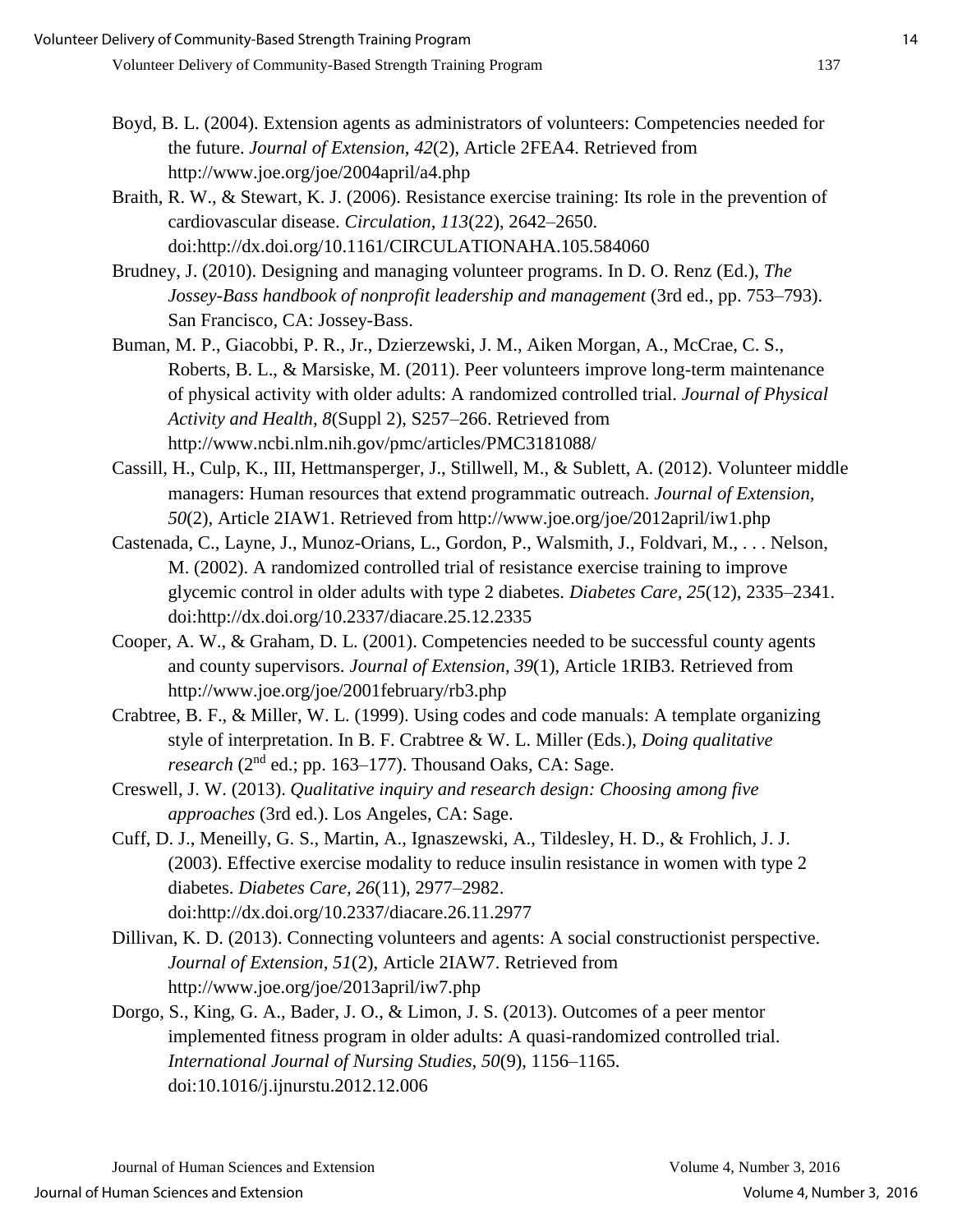Boyd, B. L. (2004). Extension agents as administrators of volunteers: Competencies needed for the future. *Journal of Extension, 42*(2), Article 2FEA4. Retrieved from http://www.joe.org/joe/2004april/a4.php

Braith, R. W., & Stewart, K. J. (2006). Resistance exercise training: Its role in the prevention of cardiovascular disease. *Circulation, 113*(22), 2642–2650. doi:http://dx.doi.org/10.1161/CIRCULATIONAHA.105.584060

Brudney, J. (2010). Designing and managing volunteer programs. In D. O. Renz (Ed.), *The Jossey-Bass handbook of nonprofit leadership and management* (3rd ed., pp. 753–793). San Francisco, CA: Jossey-Bass.

Buman, M. P., Giacobbi, P. R., Jr., Dzierzewski, J. M., Aiken Morgan, A., McCrae, C. S., Roberts, B. L., & Marsiske, M. (2011). Peer volunteers improve long-term maintenance of physical activity with older adults: A randomized controlled trial. *Journal of Physical Activity and Health, 8*(Suppl 2), S257–266. Retrieved from http://www.ncbi.nlm.nih.gov/pmc/articles/PMC3181088/

Cassill, H., Culp, K., III, Hettmansperger, J., Stillwell, M., & Sublett, A. (2012). Volunteer middle managers: Human resources that extend programmatic outreach. *Journal of Extension, 50*(2), Article 2IAW1. Retrieved from http://www.joe.org/joe/2012april/iw1.php

Castenada, C., Layne, J., Munoz-Orians, L., Gordon, P., Walsmith, J., Foldvari, M., . . . Nelson, M. (2002). A randomized controlled trial of resistance exercise training to improve glycemic control in older adults with type 2 diabetes. *Diabetes Care, 25*(12), 2335–2341. doi:http://dx.doi.org/10.2337/diacare.25.12.2335

Cooper, A. W., & Graham, D. L. (2001). Competencies needed to be successful county agents and county supervisors. *Journal of Extension, 39*(1), Article 1RIB3. Retrieved from http://www.joe.org/joe/2001february/rb3.php

Crabtree, B. F., & Miller, W. L. (1999). Using codes and code manuals: A template organizing style of interpretation. In B. F. Crabtree & W. L. Miller (Eds.), *Doing qualitative research* (2nd ed.; pp. 163–177). Thousand Oaks, CA: Sage.

Creswell, J. W. (2013). *Qualitative inquiry and research design: Choosing among five approaches* (3rd ed.). Los Angeles, CA: Sage.

Cuff, D. J., Meneilly, G. S., Martin, A., Ignaszewski, A., Tildesley, H. D., & Frohlich, J. J. (2003). Effective exercise modality to reduce insulin resistance in women with type 2 diabetes. *Diabetes Care, 26*(11), 2977–2982. doi:http://dx.doi.org/10.2337/diacare.26.11.2977

Dillivan, K. D. (2013). Connecting volunteers and agents: A social constructionist perspective. *Journal of Extension, 51*(2), Article 2IAW7. Retrieved from http://www.joe.org/joe/2013april/iw7.php

Dorgo, S., King, G. A., Bader, J. O., & Limon, J. S. (2013). Outcomes of a peer mentor implemented fitness program in older adults: A quasi-randomized controlled trial. *International Journal of Nursing Studies, 50*(9), 1156–1165. doi:10.1016/j.ijnurstu.2012.12.006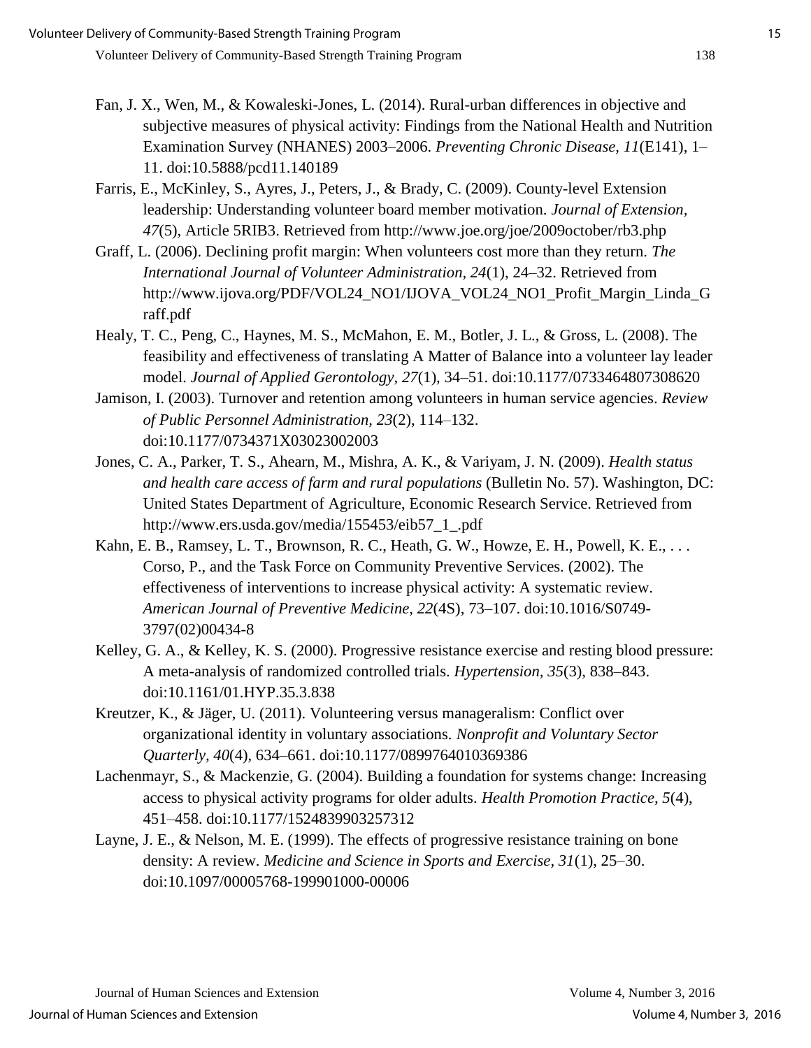Fan, J. X., Wen, M., & Kowaleski-Jones, L. (2014). Rural-urban differences in objective and subjective measures of physical activity: Findings from the National Health and Nutrition Examination Survey (NHANES) 2003–2006. *Preventing Chronic Disease, 11*(E141), 1–11. doi:10.5888/pcd11.140189

Farris, E., McKinley, S., Ayres, J., Peters, J., & Brady, C. (2009). County-level Extension leadership: Understanding volunteer board member motivation. *Journal of Extension, 47*(5), Article 5RIB3. Retrieved from http://www.joe.org/joe/2009october/rb3.php

Graff, L. (2006). Declining profit margin: When volunteers cost more than they return. *The International Journal of Volunteer Administration, 24*(1), 24–32. Retrieved from http://www.ijova.org/PDF/VOL24_NO1/IJOVA_VOL24_NO1_Profit_Margin_Linda_Graff.pdf

Healy, T. C., Peng, C., Haynes, M. S., McMahon, E. M., Botler, J. L., & Gross, L. (2008). The feasibility and effectiveness of translating A Matter of Balance into a volunteer lay leader model. *Journal of Applied Gerontology, 27*(1), 34–51. doi:10.1177/0733464807308620

Jamison, I. (2003). Turnover and retention among volunteers in human service agencies. *Review of Public Personnel Administration, 23*(2), 114–132. doi:10.1177/0734371X03023002003

Jones, C. A., Parker, T. S., Ahearn, M., Mishra, A. K., & Variyam, J. N. (2009). *Health status and health care access of farm and rural populations* (Bulletin No. 57). Washington, DC: United States Department of Agriculture, Economic Research Service. Retrieved from http://www.ers.usda.gov/media/155453/eib57_1_.pdf

Kahn, E. B., Ramsey, L. T., Brownson, R. C., Heath, G. W., Howze, E. H., Powell, K. E., . . . Corso, P., and the Task Force on Community Preventive Services. (2002). The effectiveness of interventions to increase physical activity: A systematic review. *American Journal of Preventive Medicine, 22*(4S), 73–107. doi:10.1016/S0749-3797(02)00434-8

Kelley, G. A., & Kelley, K. S. (2000). Progressive resistance exercise and resting blood pressure: A meta-analysis of randomized controlled trials. *Hypertension, 35*(3), 838–843. doi:10.1161/01.HYP.35.3.838

Kreutzer, K., & Jäger, U. (2011). Volunteering versus manageralism: Conflict over organizational identity in voluntary associations. *Nonprofit and Voluntary Sector Quarterly, 40*(4), 634–661. doi:10.1177/0899764010369386

Lachenmayr, S., & Mackenzie, G. (2004). Building a foundation for systems change: Increasing access to physical activity programs for older adults. *Health Promotion Practice, 5*(4), 451–458. doi:10.1177/1524839903257312

Layne, J. E., & Nelson, M. E. (1999). The effects of progressive resistance training on bone density: A review. *Medicine and Science in Sports and Exercise, 31*(1), 25–30. doi:10.1097/00005768-199901000-00006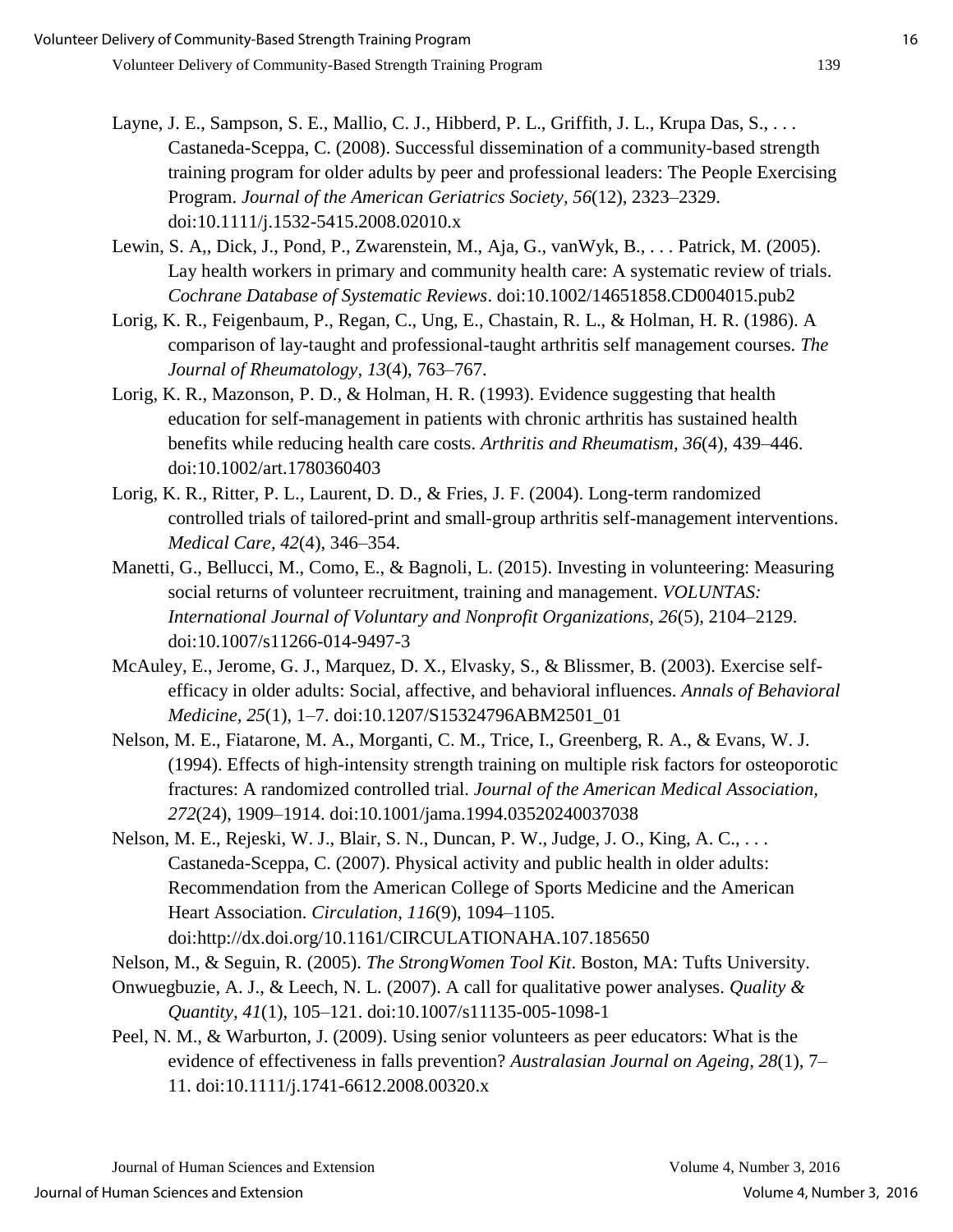Layne, J. E., Sampson, S. E., Mallio, C. J., Hibberd, P. L., Griffith, J. L., Krupa Das, S., . . . Castaneda-Sceppa, C. (2008). Successful dissemination of a community-based strength training program for older adults by peer and professional leaders: The People Exercising Program. *Journal of the American Geriatrics Society*, *56*(12), 2323–2329. doi:10.1111/j.1532-5415.2008.02010.x

Lewin, S. A,, Dick, J., Pond, P., Zwarenstein, M., Aja, G., vanWyk, B., . . . Patrick, M. (2005). Lay health workers in primary and community health care: A systematic review of trials. *Cochrane Database of Systematic Reviews*. doi:10.1002/14651858.CD004015.pub2

Lorig, K. R., Feigenbaum, P., Regan, C., Ung, E., Chastain, R. L., & Holman, H. R. (1986). A comparison of lay-taught and professional-taught arthritis self management courses. *The Journal of Rheumatology*, *13*(4), 763–767.

Lorig, K. R., Mazonson, P. D., & Holman, H. R. (1993). Evidence suggesting that health education for self-management in patients with chronic arthritis has sustained health benefits while reducing health care costs. *Arthritis and Rheumatism*, *36*(4), 439–446. doi:10.1002/art.1780360403

Lorig, K. R., Ritter, P. L., Laurent, D. D., & Fries, J. F. (2004). Long-term randomized controlled trials of tailored-print and small-group arthritis self-management interventions. *Medical Care*, *42*(4), 346–354.

Manetti, G., Bellucci, M., Como, E., & Bagnoli, L. (2015). Investing in volunteering: Measuring social returns of volunteer recruitment, training and management. *VOLUNTAS: International Journal of Voluntary and Nonprofit Organizations*, *26*(5), 2104–2129. doi:10.1007/s11266-014-9497-3

McAuley, E., Jerome, G. J., Marquez, D. X., Elvasky, S., & Blissmer, B. (2003). Exercise self-efficacy in older adults: Social, affective, and behavioral influences. *Annals of Behavioral Medicine*, *25*(1), 1–7. doi:10.1207/S15324796ABM2501_01

Nelson, M. E., Fiatarone, M. A., Morganti, C. M., Trice, I., Greenberg, R. A., & Evans, W. J. (1994). Effects of high-intensity strength training on multiple risk factors for osteoporotic fractures: A randomized controlled trial. *Journal of the American Medical Association*, *272*(24), 1909–1914. doi:10.1001/jama.1994.03520240037038

Nelson, M. E., Rejeski, W. J., Blair, S. N., Duncan, P. W., Judge, J. O., King, A. C., . . . Castaneda-Sceppa, C. (2007). Physical activity and public health in older adults: Recommendation from the American College of Sports Medicine and the American Heart Association. *Circulation*, *116*(9), 1094–1105. doi:http://dx.doi.org/10.1161/CIRCULATIONAHA.107.185650

Nelson, M., & Seguin, R. (2005). *The StrongWomen Tool Kit*. Boston, MA: Tufts University.

Onwuegbuzie, A. J., & Leech, N. L. (2007). A call for qualitative power analyses. *Quality & Quantity*, *41*(1), 105–121. doi:10.1007/s11135-005-1098-1

Peel, N. M., & Warburton, J. (2009). Using senior volunteers as peer educators: What is the evidence of effectiveness in falls prevention? *Australasian Journal on Ageing*, *28*(1), 7–11. doi:10.1111/j.1741-6612.2008.00320.x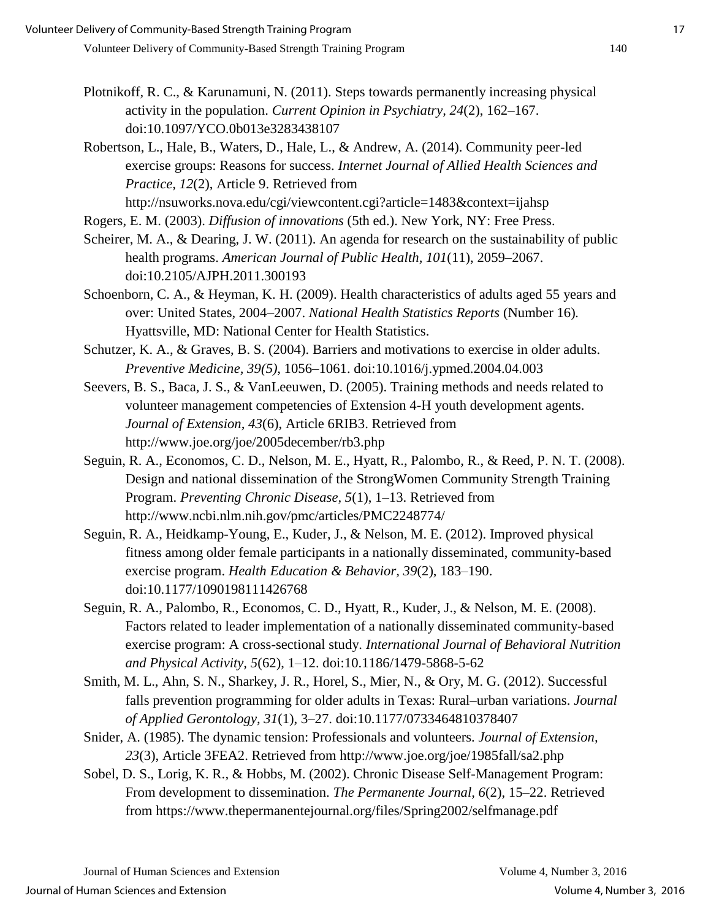Plotnikoff, R. C., & Karunamuni, N. (2011). Steps towards permanently increasing physical activity in the population. *Current Opinion in Psychiatry, 24*(2), 162–167. doi:10.1097/YCO.0b013e3283438107

Robertson, L., Hale, B., Waters, D., Hale, L., & Andrew, A. (2014). Community peer-led exercise groups: Reasons for success. *Internet Journal of Allied Health Sciences and Practice, 12*(2), Article 9. Retrieved from http://nsuworks.nova.edu/cgi/viewcontent.cgi?article=1483&context=ijahsp

Rogers, E. M. (2003). *Diffusion of innovations* (5th ed.). New York, NY: Free Press.

Scheirer, M. A., & Dearing, J. W. (2011). An agenda for research on the sustainability of public health programs. *American Journal of Public Health, 101*(11), 2059–2067. doi:10.2105/AJPH.2011.300193

Schoenborn, C. A., & Heyman, K. H. (2009). Health characteristics of adults aged 55 years and over: United States, 2004–2007. *National Health Statistics Reports* (Number 16). Hyattsville, MD: National Center for Health Statistics.

Schutzer, K. A., & Graves, B. S. (2004). Barriers and motivations to exercise in older adults. *Preventive Medicine, 39(5)*, 1056–1061. doi:10.1016/j.ypmed.2004.04.003

Seevers, B. S., Baca, J. S., & VanLeeuwen, D. (2005). Training methods and needs related to volunteer management competencies of Extension 4-H youth development agents. *Journal of Extension, 43*(6), Article 6RIB3. Retrieved from http://www.joe.org/joe/2005december/rb3.php

Seguin, R. A., Economos, C. D., Nelson, M. E., Hyatt, R., Palombo, R., & Reed, P. N. T. (2008). Design and national dissemination of the StrongWomen Community Strength Training Program. *Preventing Chronic Disease, 5*(1), 1–13. Retrieved from http://www.ncbi.nlm.nih.gov/pmc/articles/PMC2248774/

Seguin, R. A., Heidkamp-Young, E., Kuder, J., & Nelson, M. E. (2012). Improved physical fitness among older female participants in a nationally disseminated, community-based exercise program. *Health Education & Behavior, 39*(2), 183–190. doi:10.1177/1090198111426768

Seguin, R. A., Palombo, R., Economos, C. D., Hyatt, R., Kuder, J., & Nelson, M. E. (2008). Factors related to leader implementation of a nationally disseminated community-based exercise program: A cross-sectional study. *International Journal of Behavioral Nutrition and Physical Activity, 5*(62), 1–12. doi:10.1186/1479-5868-5-62

Smith, M. L., Ahn, S. N., Sharkey, J. R., Horel, S., Mier, N., & Ory, M. G. (2012). Successful falls prevention programming for older adults in Texas: Rural–urban variations. *Journal of Applied Gerontology, 31*(1), 3–27. doi:10.1177/0733464810378407

Snider, A. (1985). The dynamic tension: Professionals and volunteers. *Journal of Extension, 23*(3), Article 3FEA2. Retrieved from http://www.joe.org/joe/1985fall/sa2.php

Sobel, D. S., Lorig, K. R., & Hobbs, M. (2002). Chronic Disease Self-Management Program: From development to dissemination. *The Permanente Journal, 6*(2), 15–22. Retrieved from https://www.thepermanentejournal.org/files/Spring2002/selfmanage.pdf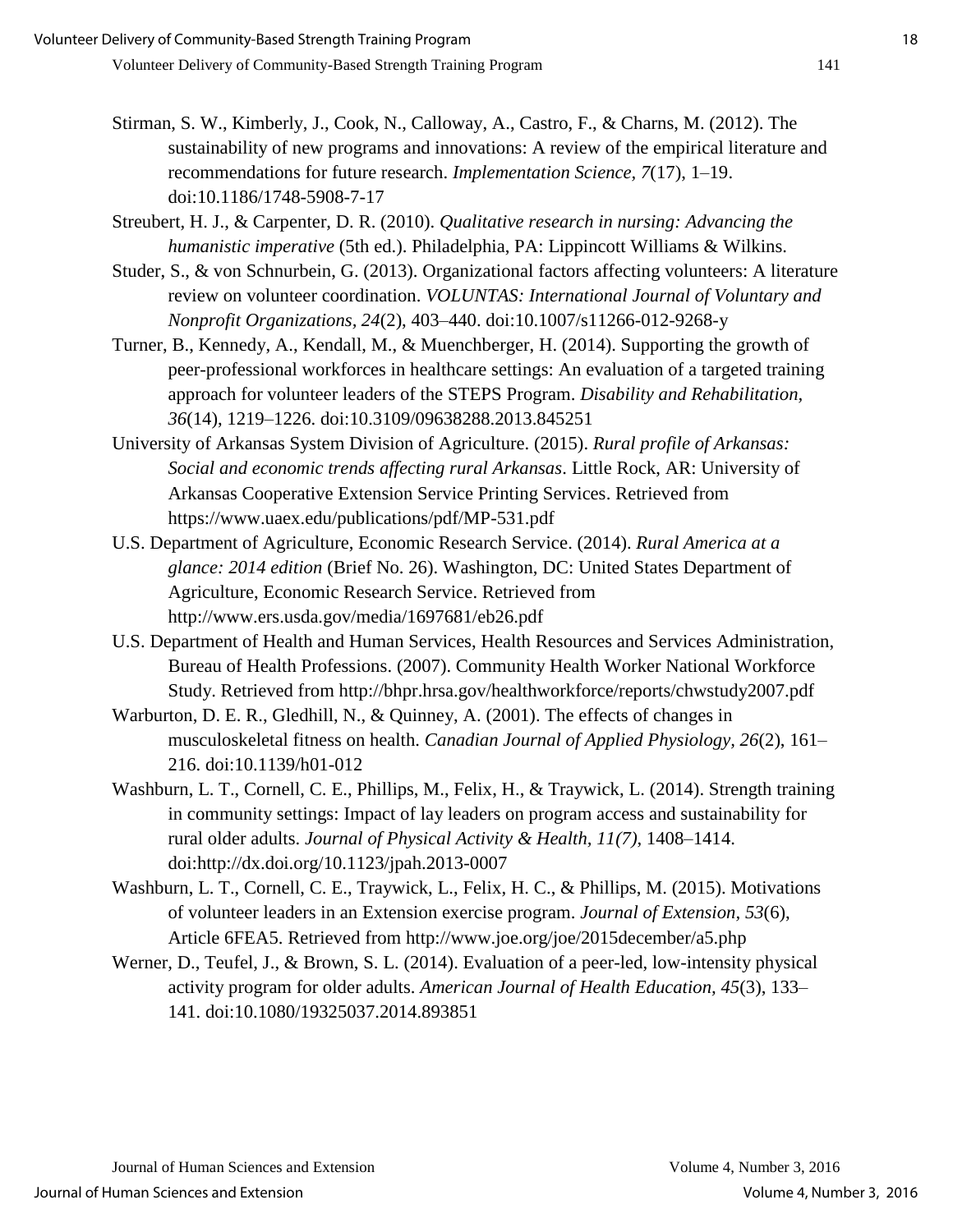Stirman, S. W., Kimberly, J., Cook, N., Calloway, A., Castro, F., & Charns, M. (2012). The sustainability of new programs and innovations: A review of the empirical literature and recommendations for future research. *Implementation Science, 7*(17), 1–19. doi:10.1186/1748-5908-7-17

Streubert, H. J., & Carpenter, D. R. (2010). *Qualitative research in nursing: Advancing the humanistic imperative* (5th ed.). Philadelphia, PA: Lippincott Williams & Wilkins.

Studer, S., & von Schnurbein, G. (2013). Organizational factors affecting volunteers: A literature review on volunteer coordination. *VOLUNTAS: International Journal of Voluntary and Nonprofit Organizations, 24*(2), 403–440. doi:10.1007/s11266-012-9268-y

Turner, B., Kennedy, A., Kendall, M., & Muenchberger, H. (2014). Supporting the growth of peer-professional workforces in healthcare settings: An evaluation of a targeted training approach for volunteer leaders of the STEPS Program. *Disability and Rehabilitation, 36*(14), 1219–1226. doi:10.3109/09638288.2013.845251

University of Arkansas System Division of Agriculture. (2015). *Rural profile of Arkansas: Social and economic trends affecting rural Arkansas*. Little Rock, AR: University of Arkansas Cooperative Extension Service Printing Services. Retrieved from https://www.uaex.edu/publications/pdf/MP-531.pdf

U.S. Department of Agriculture, Economic Research Service. (2014). *Rural America at a glance: 2014 edition* (Brief No. 26). Washington, DC: United States Department of Agriculture, Economic Research Service. Retrieved from http://www.ers.usda.gov/media/1697681/eb26.pdf

U.S. Department of Health and Human Services, Health Resources and Services Administration, Bureau of Health Professions. (2007). Community Health Worker National Workforce Study. Retrieved from http://bhpr.hrsa.gov/healthworkforce/reports/chwstudy2007.pdf

Warburton, D. E. R., Gledhill, N., & Quinney, A. (2001). The effects of changes in musculoskeletal fitness on health. *Canadian Journal of Applied Physiology, 26*(2), 161–216. doi:10.1139/h01-012

Washburn, L. T., Cornell, C. E., Phillips, M., Felix, H., & Traywick, L. (2014). Strength training in community settings: Impact of lay leaders on program access and sustainability for rural older adults. *Journal of Physical Activity & Health, 11(7)*, 1408–1414. doi:http://dx.doi.org/10.1123/jpah.2013-0007

Washburn, L. T., Cornell, C. E., Traywick, L., Felix, H. C., & Phillips, M. (2015). Motivations of volunteer leaders in an Extension exercise program. *Journal of Extension*, *53*(6), Article 6FEA5. Retrieved from http://www.joe.org/joe/2015december/a5.php

Werner, D., Teufel, J., & Brown, S. L. (2014). Evaluation of a peer-led, low-intensity physical activity program for older adults. *American Journal of Health Education, 45*(3), 133–141. doi:10.1080/19325037.2014.893851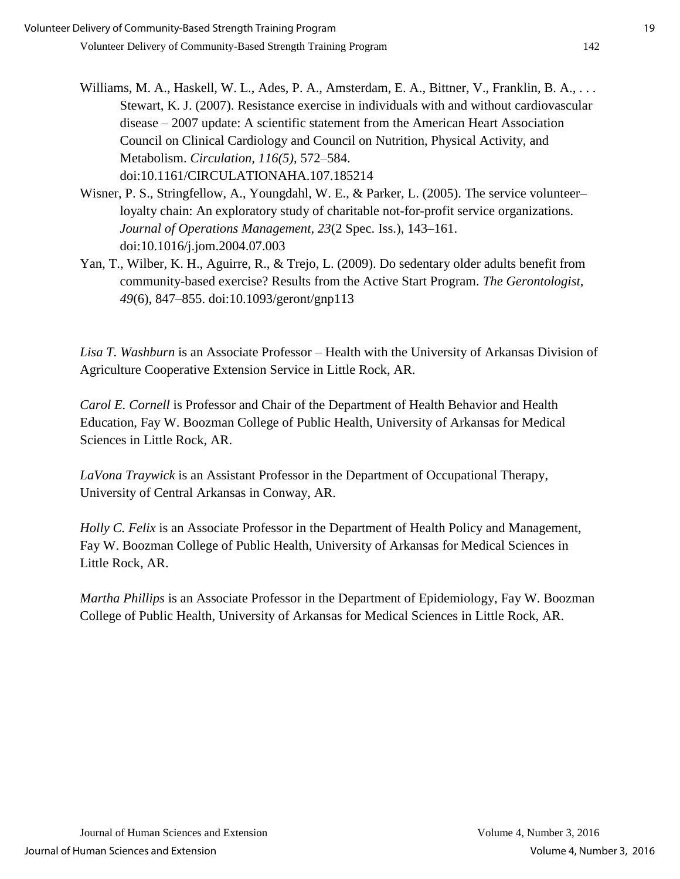Williams, M. A., Haskell, W. L., Ades, P. A., Amsterdam, E. A., Bittner, V., Franklin, B. A., . . . Stewart, K. J. (2007). Resistance exercise in individuals with and without cardiovascular disease – 2007 update: A scientific statement from the American Heart Association Council on Clinical Cardiology and Council on Nutrition, Physical Activity, and Metabolism. *Circulation, 116(5)*, 572–584. doi:10.1161/CIRCULATIONAHA.107.185214

Wisner, P. S., Stringfellow, A., Youngdahl, W. E., & Parker, L. (2005). The service volunteer–loyalty chain: An exploratory study of charitable not-for-profit service organizations. *Journal of Operations Management*, *23*(2 Spec. Iss.), 143–161. doi:10.1016/j.jom.2004.07.003

Yan, T., Wilber, K. H., Aguirre, R., & Trejo, L. (2009). Do sedentary older adults benefit from community-based exercise? Results from the Active Start Program. *The Gerontologist*, *49*(6), 847–855. doi:10.1093/geront/gnp113

*Lisa T. Washburn* is an Associate Professor – Health with the University of Arkansas Division of Agriculture Cooperative Extension Service in Little Rock, AR.

*Carol E. Cornell* is Professor and Chair of the Department of Health Behavior and Health Education, Fay W. Boozman College of Public Health, University of Arkansas for Medical Sciences in Little Rock, AR.

*LaVona Traywick* is an Assistant Professor in the Department of Occupational Therapy, University of Central Arkansas in Conway, AR.

*Holly C. Felix* is an Associate Professor in the Department of Health Policy and Management, Fay W. Boozman College of Public Health, University of Arkansas for Medical Sciences in Little Rock, AR.

*Martha Phillips* is an Associate Professor in the Department of Epidemiology, Fay W. Boozman College of Public Health, University of Arkansas for Medical Sciences in Little Rock, AR.